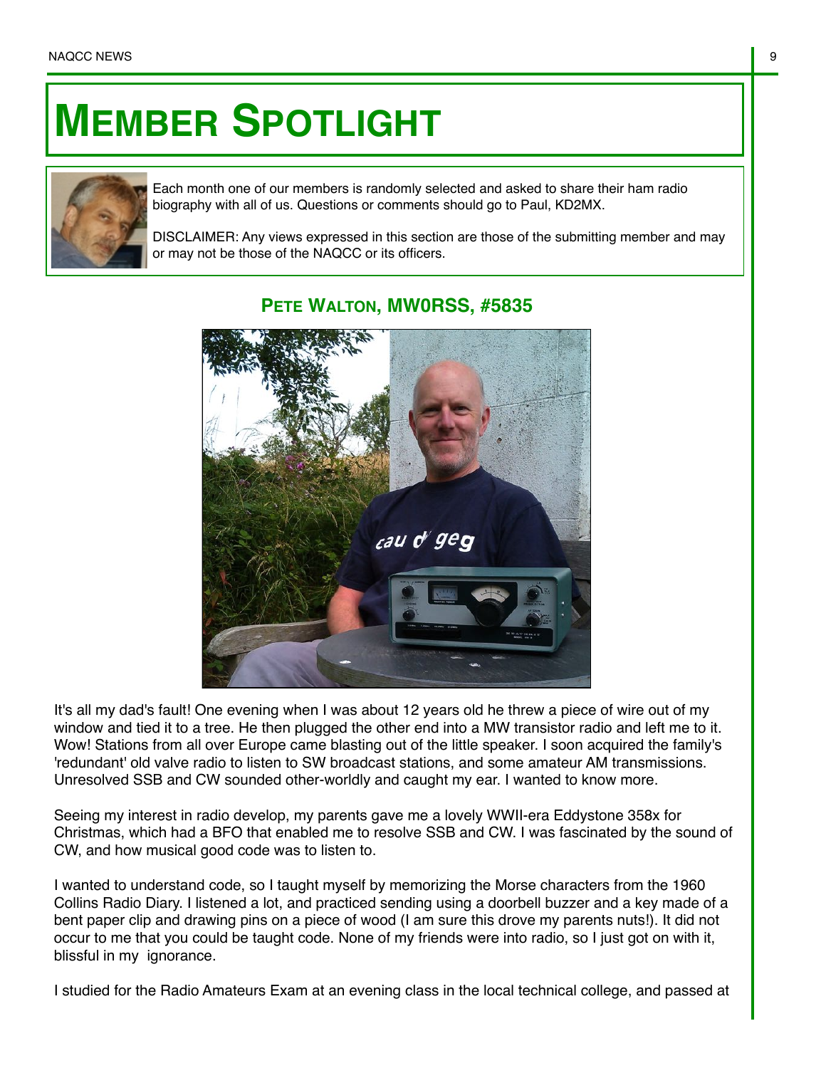# MEMBER SPOTLIGHT

Each month one of our members is randomly selected and asked to share their ham radio biography with all of us. Questions or comments should go to Paul, KD2MX.

DISCLAIMER: Any views expressed in this section are those of the submitting member and may or may not be those of the NAQCC or its officers.

## PETE WALTON, MW0RSS, #5835

It's all my dad's fault! One evening when I was about 12 years old he threw a piece of wire out of my window and tied it to a tree. He then plugged the other end into a MW transistor radio and left me to it. Wow! Stations from all over Europe came blasting out of the little speaker. I soon acquired the family's 'redundant' old valve radio to listen to SW broadcast stations, and some amateur AM transmissions. Unresolved SSB and CW sounded other-worldly and caught my ear. I wanted to know more.

Seeing my interest in radio develop, my parents gave me a lovely WWII-era Eddystone 358x for Christmas, which had a BFO that enabled me to resolve SSB and CW. I was fascinated by the sound of CW, and how musical good code was to listen to.

I wanted to understand code, so I taught myself by memorizing the Morse characters from the 1960 Collins Radio Diary. I listened a lot, and practiced sending using a doorbell buzzer and a key made of a bent paper clip and drawing pins on a piece of wood (I am sure this drove my parents nuts!). It did not occur to me that you could be taught code. None of my friends were into radio, so I just got on with it, blissful in my ignorance.

I studied for the Radio Amateurs Exam at an evening class in the local technical college, and passed at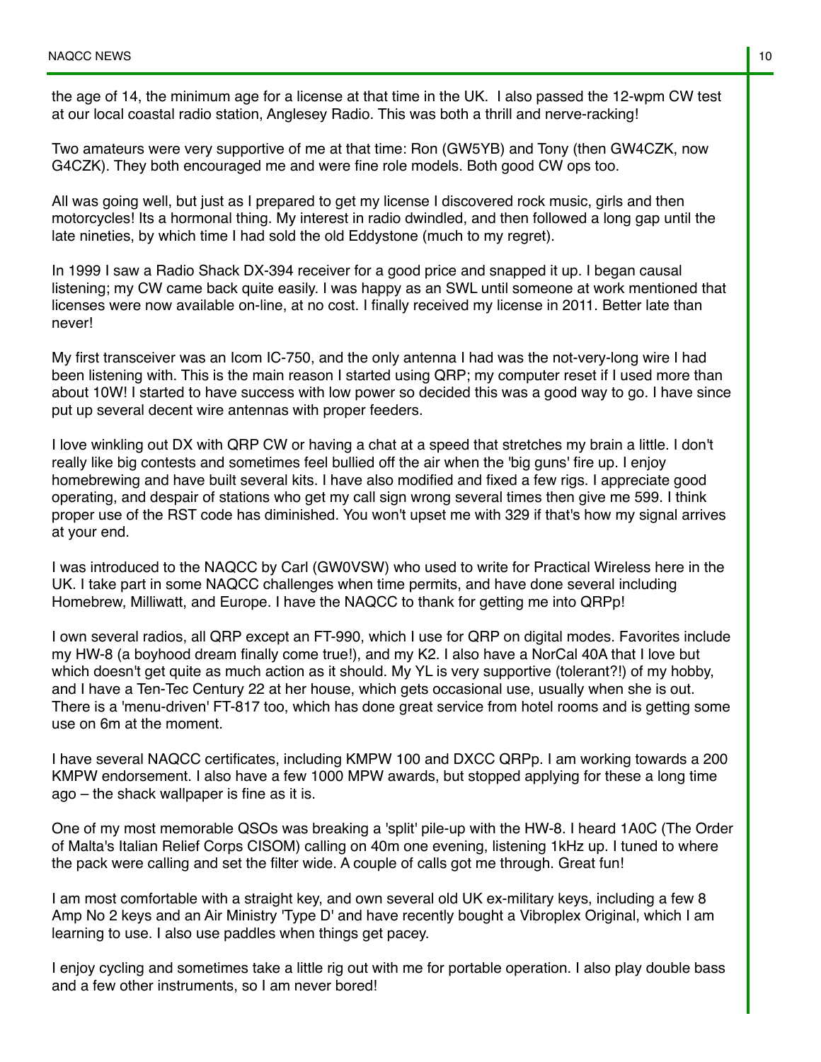the age of 14, the minimum age for a license at that time in the UK. I also passed the 12-wpm CW test at our local coastal radio station, Anglesey Radio. This was both a thrill and nerve-racking!

Two amateurs were very supportive of me at that time: Ron (GW5YB) and Tony (then GW4CZK, now G4CZK). They both encouraged me and were fine role models. Both good CW ops too.

All was going well, but just as I prepared to get my license I discovered rock music, girls and then motorcycles! Its a hormonal thing. My interest in radio dwindled, and then followed a long gap until the late nineties, by which time I had sold the old Eddystone (much to my regret).

In 1999 I saw a Radio Shack DX-394 receiver for a good price and snapped it up. I began causal listening; my CW came back quite easily. I was happy as an SWL until someone at work mentioned that licenses were now available on-line, at no cost. I finally received my license in 2011. Better late than never!

My first transceiver was an Icom IC-750, and the only antenna I had was the not-very-long wire I had been listening with. This is the main reason I started using QRP; my computer reset if I used more than about 10W! I started to have success with low power so decided this was a good way to go. I have since put up several decent wire antennas with proper feeders.

I love winkling out DX with QRP CW or having a chat at a speed that stretches my brain a little. I don't really like big contests and sometimes feel bullied off the air when the 'big guns' fire up. I enjoy homebrewing and have built several kits. I have also modified and fixed a few rigs. I appreciate good operating, and despair of stations who get my call sign wrong several times then give me 599. I think proper use of the RST code has diminished. You won't upset me with 329 if that's how my signal arrives at your end.

I was introduced to the NAQCC by Carl (GW0VSW) who used to write for Practical Wireless here in the UK. I take part in some NAQCC challenges when time permits, and have done several including Homebrew, Milliwatt, and Europe. I have the NAQCC to thank for getting me into QRPp!

I own several radios, all QRP except an FT-990, which I use for QRP on digital modes. Favorites include my HW-8 (a boyhood dream finally come true!), and my K2. I also have a NorCal 40A that I love but which doesn't get quite as much action as it should. My YL is very supportive (tolerant?!) of my hobby, and I have a Ten-Tec Century 22 at her house, which gets occasional use, usually when she is out. There is a 'menu-driven' FT-817 too, which has done great service from hotel rooms and is getting some use on 6m at the moment.

I have several NAQCC certificates, including KMPW 100 and DXCC QRPp. I am working towards a 200 KMPW endorsement. I also have a few 1000 MPW awards, but stopped applying for these a long time ago – the shack wallpaper is fine as it is.

One of my most memorable QSOs was breaking a 'split' pile-up with the HW-8. I heard 1A0C (The Order of Malta's Italian Relief Corps CISOM) calling on 40m one evening, listening 1kHz up. I tuned to where the pack were calling and set the filter wide. A couple of calls got me through. Great fun!

I am most comfortable with a straight key, and own several old UK ex-military keys, including a few 8 Amp No 2 keys and an Air Ministry 'Type D' and have recently bought a Vibroplex Original, which I am learning to use. I also use paddles when things get pacey.

I enjoy cycling and sometimes take a little rig out with me for portable operation. I also play double bass and a few other instruments, so I am never bored!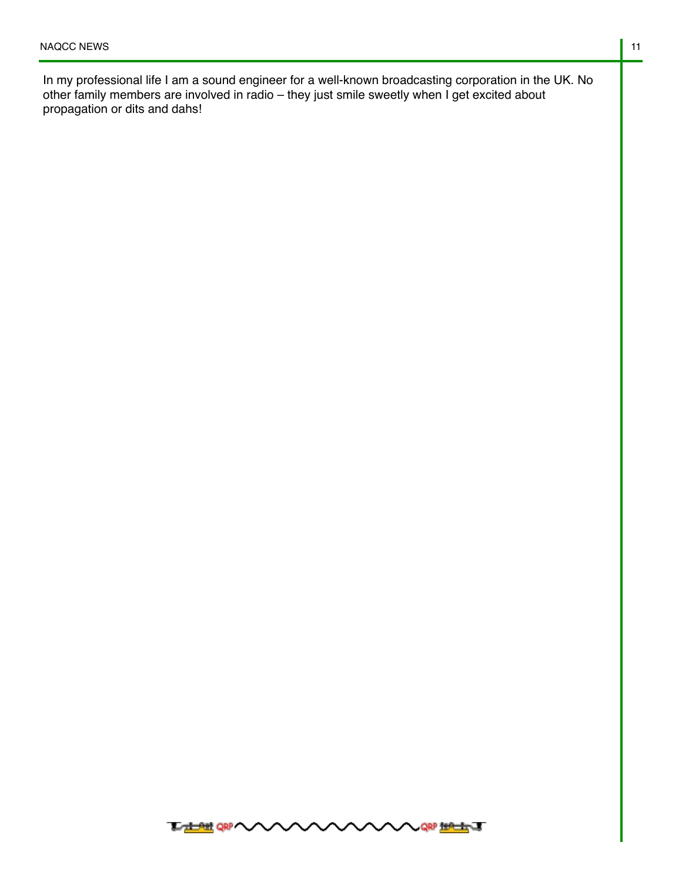In my professional life I am a sound engineer for a well-known broadcasting corporation in the UK. No other family members are involved in radio – they just smile sweetly when I get excited about propagation or dits and dahs!